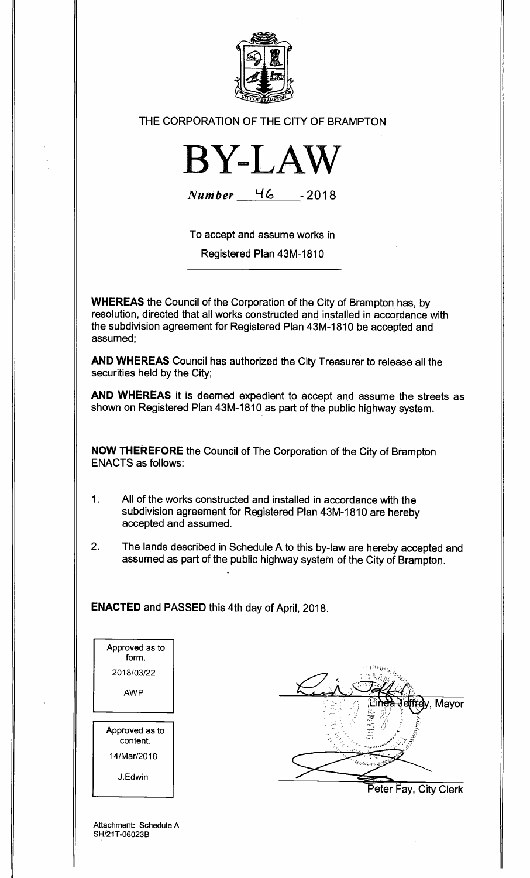THE CORPORATION OF THE CITY OF BRAMPTON

# BY-LAW

*Number* 46 - 2018

To accept and assume works in

Registered Plan 43M-1810

**WHEREAS** the Council of the Corporation of the City of Brampton has, by resolution, directed that all works constructed and installed in accordance with the subdivision agreement for Registered Plan 43M-1810 be accepted and assumed;

**AND WHEREAS** Council has authorized the City Treasurer to release all the securities held by the City;

**AND WHEREAS** it is deemed expedient to accept and assume the streets as shown on Registered Plan 43M-1810 as part of the public highway system.

**NOW THEREFORE** the Council of The Corporation of the City of Brampton ENACTS as follows:

1. All of the works constructed and installed in accordance with the subdivision agreement for Registered Plan 43M-1810 are hereby accepted and assumed.

2. The lands described in Schedule A to this by-law are hereby accepted and assumed as part of the public highway system of the City of Brampton.

**ENACTED** and PASSED this 4th day of April, 2018.

Approved as to form.
2018/03/22
AWP

Approved as to content.
14/Mar/2018
J.Edwin

Linda Jeffrey, Mayor

Peter Fay, City Clerk

Attachment: Schedule A
SH/21T-06023B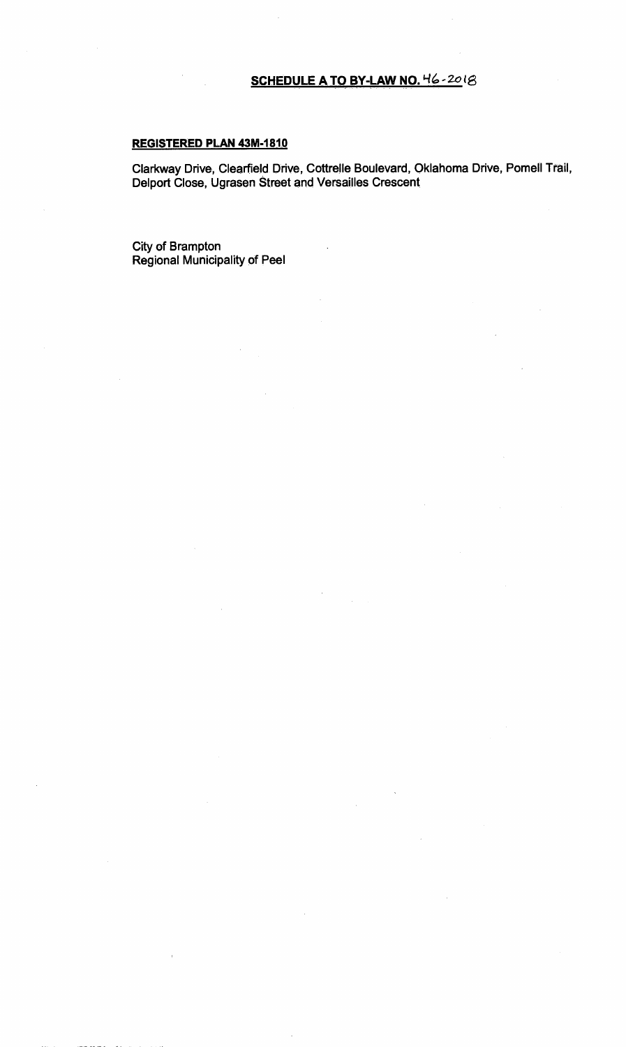# SCHEDULE A TO BY-LAW NO. 46-2018

**REGISTERED PLAN 43M-1810**

Clarkway Drive, Clearfield Drive, Cottrelle Boulevard, Oklahoma Drive, Pomell Trail, Delport Close, Ugrasen Street and Versailles Crescent

City of Brampton
Regional Municipality of Peel